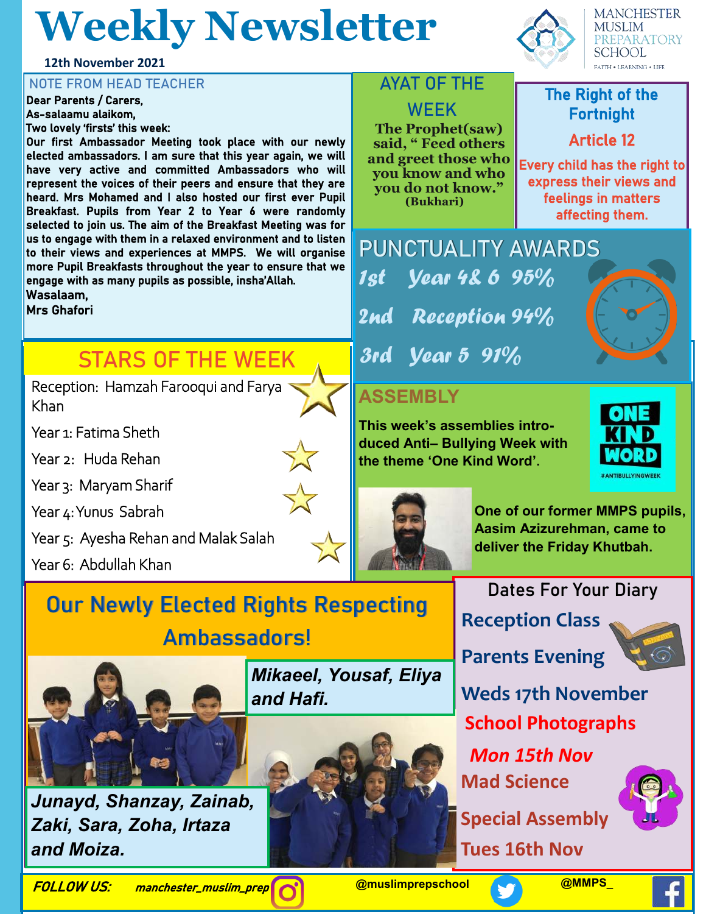# Weekly Newsletter

12th November 2021

MANCHESTER MUSLIM PREPARATORY SCHOOL

FAITH • LEARNING • LIFE

## NOTE FROM HEAD TEACHER

Dear Parents / Carers,

As-salaamu alaikom,

Two lovely 'firsts' this week:

Our first Ambassador Meeting took place with our newly elected ambassadors. I am sure that this year again, we will have very active and committed Ambassadors who will represent the voices of their peers and ensure that they are heard. Mrs Mohamed and I also hosted our first ever Pupil Breakfast. Pupils from Year 2 to Year 6 were randomly selected to join us. The aim of the Breakfast Meeting was for us to engage with them in a relaxed environment and to listen to their views and experiences at MMPS. We will organise more Pupil Breakfasts throughout the year to ensure that we engage with as many pupils as possible, insha'Allah.

Wasalaam,

Mrs Ghafori

## AYAT OF THE WEEK

**The Prophet(saw) said, " Feed others and greet those who you know and who you do not know."**
**(Bukhari)**

## The Right of the Fortnight

**Article 12**

**Every child has the right to express their views and feelings in matters affecting them.**

## STARS OF THE WEEK

- Reception: Hamzah Farooqui and Farya Khan
- Year 1: Fatima Sheth
- Year 2: Huda Rehan
- Year 3: Maryam Sharif
- Year 4: Yunus Sabrah
- Year 5: Ayesha Rehan and Malak Salah
- Year 6: Abdullah Khan

## PUNCTUALITY AWARDS

- *1st Year 4& 6 95%*
- *2nd Reception 94%*
- *3rd Year 5 91%*

## ASSEMBLY

**This week's assemblies introduced Anti– Bullying Week with the theme 'One Kind Word'.**

ONE KIND WORD #ANTIBULLYINGWEEK

**One of our former MMPS pupils, Aasim Azizurehman, came to deliver the Friday Khutbah.**

## Our Newly Elected Rights Respecting Ambassadors!

***Mikaeel, Yousaf, Eliya and Hafi.***

***Junayd, Shanzay, Zainab, Zaki, Sara, Zoha, Irtaza and Moiza.***

## Dates For Your Diary

**Reception Class Parents Evening**
**Weds 17th November**

**School Photographs**
***Mon 15th Nov***

**Mad Science Special Assembly**
**Tues 16th Nov**

***FOLLOW US:*** ***manchester_muslim_prep*** **@muslimprepschool** **@MMPS_**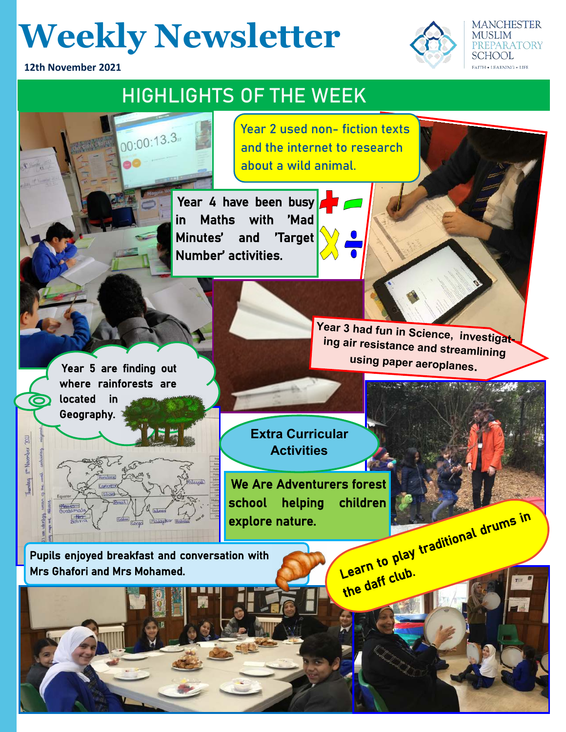# Weekly Newsletter

**12th November 2021**

MANCHESTER MUSLIM PREPARATORY SCHOOL

FAITH • LEARNING • LIFE

## HIGHLIGHTS OF THE WEEK

Year 2 used non- fiction texts and the internet to research about a wild animal.

Year 4 have been busy in Maths with 'Mad Minutes' and 'Target Number' activities.

Year 3 had fun in Science, investigating air resistance and streamlining using paper aeroplanes.

Year 5 are finding out where rainforests are located in Geography.

### Extra Curricular Activities

We Are Adventurers forest school helping children explore nature.

Learn to play traditional drums in the daff club.

Pupils enjoyed breakfast and conversation with Mrs Ghafori and Mrs Mohamed.